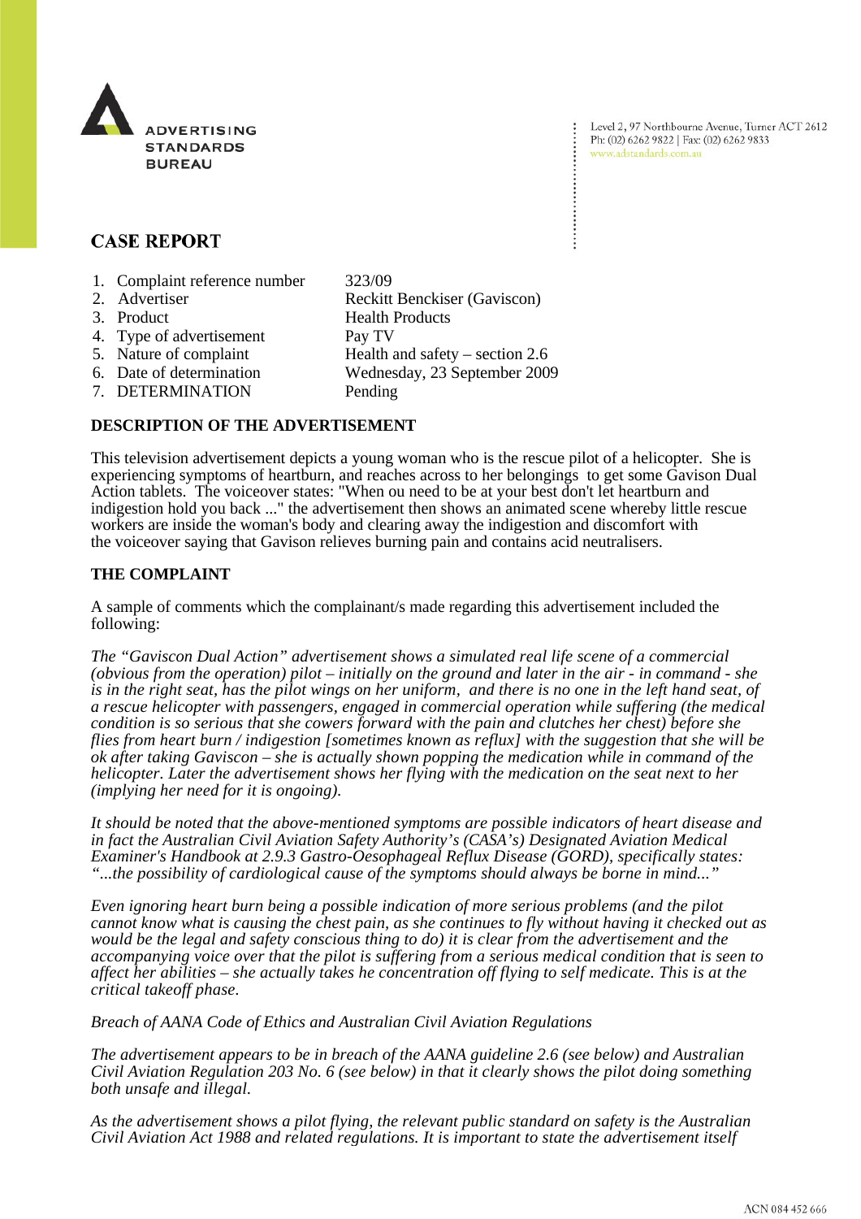ADVERTISING STANDARDS BUREAU

Level 2, 97 Northbourne Avenue, Turner ACT 2612
Ph: (02) 6262 9822 | Fax: (02) 6262 9833
www.adstandards.com.au

## CASE REPORT

| | | |
|---|---|---|
| 1. | Complaint reference number | 323/09 |
| 2. | Advertiser | Reckitt Benckiser (Gaviscon) |
| 3. | Product | Health Products |
| 4. | Type of advertisement | Pay TV |
| 5. | Nature of complaint | Health and safety – section 2.6 |
| 6. | Date of determination | Wednesday, 23 September 2009 |
| 7. | DETERMINATION | Pending |

### DESCRIPTION OF THE ADVERTISEMENT

This television advertisement depicts a young woman who is the rescue pilot of a helicopter. She is experiencing symptoms of heartburn, and reaches across to her belongings to get some Gavison Dual Action tablets. The voiceover states: "When ou need to be at your best don't let heartburn and indigestion hold you back ..." the advertisement then shows an animated scene whereby little rescue workers are inside the woman's body and clearing away the indigestion and discomfort with the voiceover saying that Gavison relieves burning pain and contains acid neutralisers.

### THE COMPLAINT

A sample of comments which the complainant/s made regarding this advertisement included the following:

*The "Gaviscon Dual Action" advertisement shows a simulated real life scene of a commercial (obvious from the operation) pilot – initially on the ground and later in the air - in command - she is in the right seat, has the pilot wings on her uniform, and there is no one in the left hand seat, of a rescue helicopter with passengers, engaged in commercial operation while suffering (the medical condition is so serious that she cowers forward with the pain and clutches her chest) before she flies from heart burn / indigestion [sometimes known as reflux] with the suggestion that she will be ok after taking Gaviscon – she is actually shown popping the medication while in command of the helicopter. Later the advertisement shows her flying with the medication on the seat next to her (implying her need for it is ongoing).*

*It should be noted that the above-mentioned symptoms are possible indicators of heart disease and in fact the Australian Civil Aviation Safety Authority's (CASA's) Designated Aviation Medical Examiner's Handbook at 2.9.3 Gastro-Oesophageal Reflux Disease (GORD), specifically states: "...the possibility of cardiological cause of the symptoms should always be borne in mind..."*

*Even ignoring heart burn being a possible indication of more serious problems (and the pilot cannot know what is causing the chest pain, as she continues to fly without having it checked out as would be the legal and safety conscious thing to do) it is clear from the advertisement and the accompanying voice over that the pilot is suffering from a serious medical condition that is seen to affect her abilities – she actually takes he concentration off flying to self medicate. This is at the critical takeoff phase.*

*Breach of AANA Code of Ethics and Australian Civil Aviation Regulations*

*The advertisement appears to be in breach of the AANA guideline 2.6 (see below) and Australian Civil Aviation Regulation 203 No. 6 (see below) in that it clearly shows the pilot doing something both unsafe and illegal.*

*As the advertisement shows a pilot flying, the relevant public standard on safety is the Australian Civil Aviation Act 1988 and related regulations. It is important to state the advertisement itself*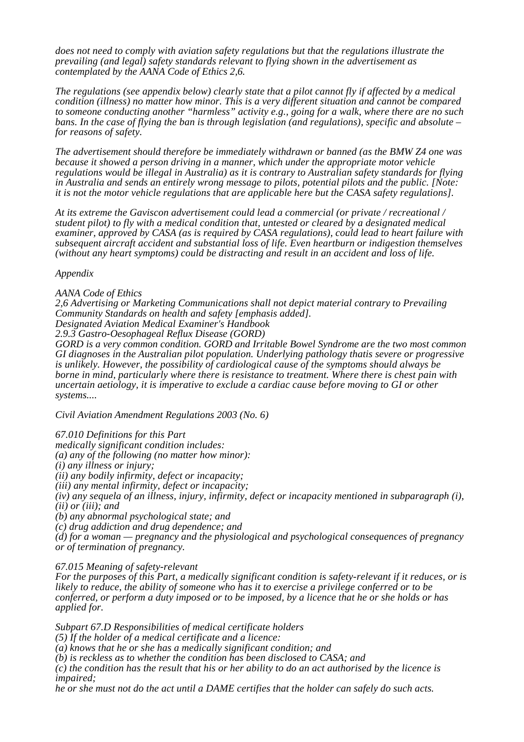*does not need to comply with aviation safety regulations but that the regulations illustrate the prevailing (and legal) safety standards relevant to flying shown in the advertisement as contemplated by the AANA Code of Ethics 2,6.*

*The regulations (see appendix below) clearly state that a pilot cannot fly if affected by a medical condition (illness) no matter how minor. This is a very different situation and cannot be compared to someone conducting another "harmless" activity e.g., going for a walk, where there are no such bans. In the case of flying the ban is through legislation (and regulations), specific and absolute – for reasons of safety.*

*The advertisement should therefore be immediately withdrawn or banned (as the BMW Z4 one was because it showed a person driving in a manner, which under the appropriate motor vehicle regulations would be illegal in Australia) as it is contrary to Australian safety standards for flying in Australia and sends an entirely wrong message to pilots, potential pilots and the public. [Note: it is not the motor vehicle regulations that are applicable here but the CASA safety regulations].*

*At its extreme the Gaviscon advertisement could lead a commercial (or private / recreational / student pilot) to fly with a medical condition that, untested or cleared by a designated medical examiner, approved by CASA (as is required by CASA regulations), could lead to heart failure with subsequent aircraft accident and substantial loss of life. Even heartburn or indigestion themselves (without any heart symptoms) could be distracting and result in an accident and loss of life.*

*Appendix*

*AANA Code of Ethics*
*2,6 Advertising or Marketing Communications shall not depict material contrary to Prevailing Community Standards on health and safety [emphasis added].*
*Designated Aviation Medical Examiner's Handbook*
*2.9.3 Gastro-Oesophageal Reflux Disease (GORD)*
*GORD is a very common condition. GORD and Irritable Bowel Syndrome are the two most common GI diagnoses in the Australian pilot population. Underlying pathology thatis severe or progressive is unlikely. However, the possibility of cardiological cause of the symptoms should always be borne in mind, particularly where there is resistance to treatment. Where there is chest pain with uncertain aetiology, it is imperative to exclude a cardiac cause before moving to GI or other systems....*

*Civil Aviation Amendment Regulations 2003 (No. 6)*

*67.010 Definitions for this Part*
*medically significant condition includes:*
*(a) any of the following (no matter how minor):*
*(i) any illness or injury;*
*(ii) any bodily infirmity, defect or incapacity;*
*(iii) any mental infirmity, defect or incapacity;*
*(iv) any sequela of an illness, injury, infirmity, defect or incapacity mentioned in subparagraph (i), (ii) or (iii); and*
*(b) any abnormal psychological state; and*
*(c) drug addiction and drug dependence; and*
*(d) for a woman — pregnancy and the physiological and psychological consequences of pregnancy or of termination of pregnancy.*

*67.015 Meaning of safety-relevant*
*For the purposes of this Part, a medically significant condition is safety-relevant if it reduces, or is likely to reduce, the ability of someone who has it to exercise a privilege conferred or to be conferred, or perform a duty imposed or to be imposed, by a licence that he or she holds or has applied for.*

*Subpart 67.D Responsibilities of medical certificate holders*
*(5) If the holder of a medical certificate and a licence:*
*(a) knows that he or she has a medically significant condition; and*
*(b) is reckless as to whether the condition has been disclosed to CASA; and*
*(c) the condition has the result that his or her ability to do an act authorised by the licence is impaired;*
*he or she must not do the act until a DAME certifies that the holder can safely do such acts.*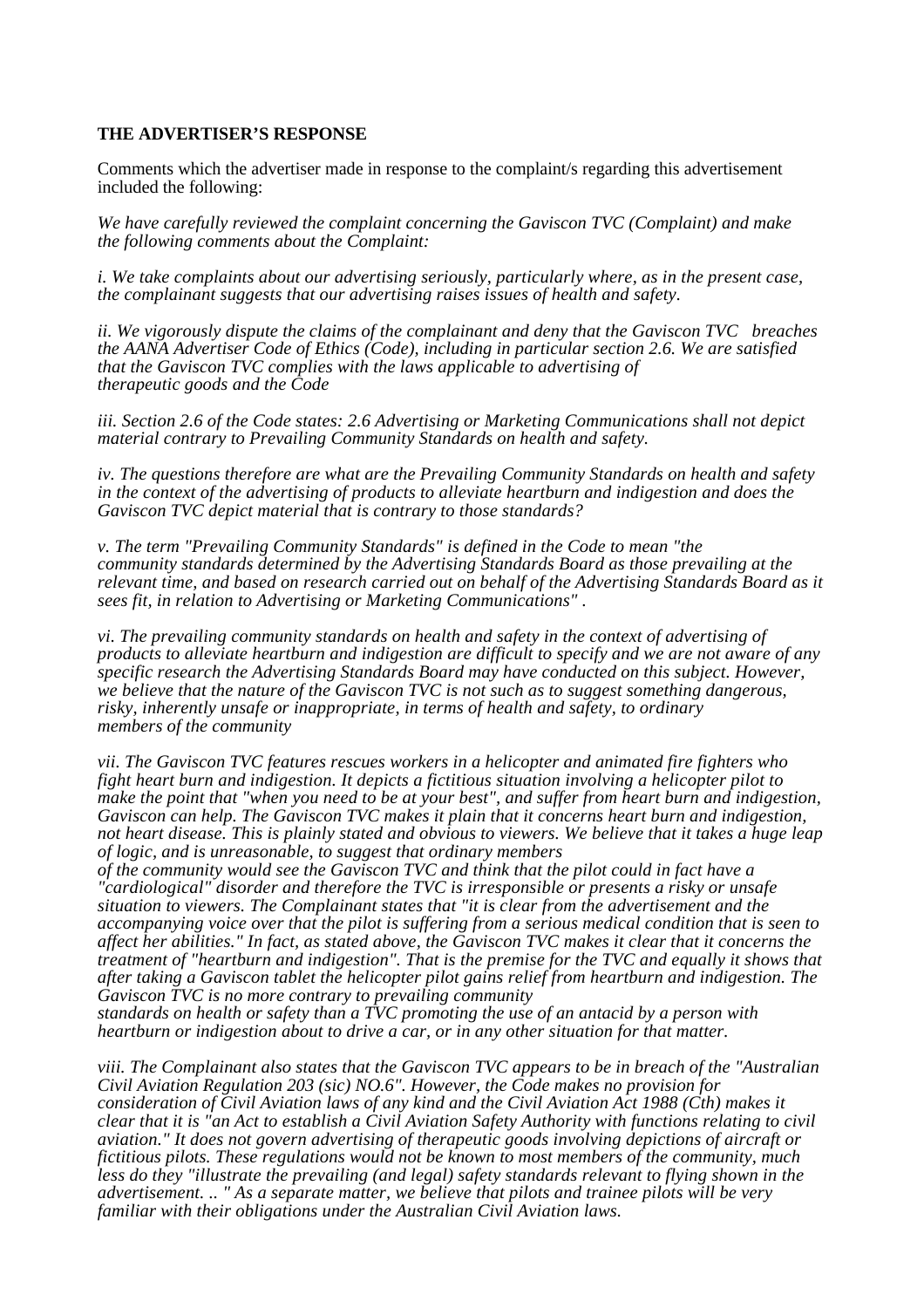**THE ADVERTISER'S RESPONSE**

Comments which the advertiser made in response to the complaint/s regarding this advertisement included the following:

*We have carefully reviewed the complaint concerning the Gaviscon TVC (Complaint) and make the following comments about the Complaint:*

*i. We take complaints about our advertising seriously, particularly where, as in the present case, the complainant suggests that our advertising raises issues of health and safety.*

*ii. We vigorously dispute the claims of the complainant and deny that the Gaviscon TVC breaches the AANA Advertiser Code of Ethics (Code), including in particular section 2.6. We are satisfied that the Gaviscon TVC complies with the laws applicable to advertising of therapeutic goods and the Code*

*iii. Section 2.6 of the Code states: 2.6 Advertising or Marketing Communications shall not depict material contrary to Prevailing Community Standards on health and safety.*

*iv. The questions therefore are what are the Prevailing Community Standards on health and safety in the context of the advertising of products to alleviate heartburn and indigestion and does the Gaviscon TVC depict material that is contrary to those standards?*

*v. The term "Prevailing Community Standards" is defined in the Code to mean "the community standards determined by the Advertising Standards Board as those prevailing at the relevant time, and based on research carried out on behalf of the Advertising Standards Board as it sees fit, in relation to Advertising or Marketing Communications" .*

*vi. The prevailing community standards on health and safety in the context of advertising of products to alleviate heartburn and indigestion are difficult to specify and we are not aware of any specific research the Advertising Standards Board may have conducted on this subject. However, we believe that the nature of the Gaviscon TVC is not such as to suggest something dangerous, risky, inherently unsafe or inappropriate, in terms of health and safety, to ordinary members of the community*

*vii. The Gaviscon TVC features rescues workers in a helicopter and animated fire fighters who fight heart burn and indigestion. It depicts a fictitious situation involving a helicopter pilot to make the point that "when you need to be at your best", and suffer from heart burn and indigestion, Gaviscon can help. The Gaviscon TVC makes it plain that it concerns heart burn and indigestion, not heart disease. This is plainly stated and obvious to viewers. We believe that it takes a huge leap of logic, and is unreasonable, to suggest that ordinary members of the community would see the Gaviscon TVC and think that the pilot could in fact have a "cardiological" disorder and therefore the TVC is irresponsible or presents a risky or unsafe situation to viewers. The Complainant states that "it is clear from the advertisement and the accompanying voice over that the pilot is suffering from a serious medical condition that is seen to affect her abilities." In fact, as stated above, the Gaviscon TVC makes it clear that it concerns the treatment of "heartburn and indigestion". That is the premise for the TVC and equally it shows that after taking a Gaviscon tablet the helicopter pilot gains relief from heartburn and indigestion. The Gaviscon TVC is no more contrary to prevailing community standards on health or safety than a TVC promoting the use of an antacid by a person with heartburn or indigestion about to drive a car, or in any other situation for that matter.*

*viii. The Complainant also states that the Gaviscon TVC appears to be in breach of the "Australian Civil Aviation Regulation 203 (sic) NO.6". However, the Code makes no provision for consideration of Civil Aviation laws of any kind and the Civil Aviation Act 1988 (Cth) makes it clear that it is "an Act to establish a Civil Aviation Safety Authority with functions relating to civil aviation." It does not govern advertising of therapeutic goods involving depictions of aircraft or fictitious pilots. These regulations would not be known to most members of the community, much less do they "illustrate the prevailing (and legal) safety standards relevant to flying shown in the advertisement. .. " As a separate matter, we believe that pilots and trainee pilots will be very familiar with their obligations under the Australian Civil Aviation laws.*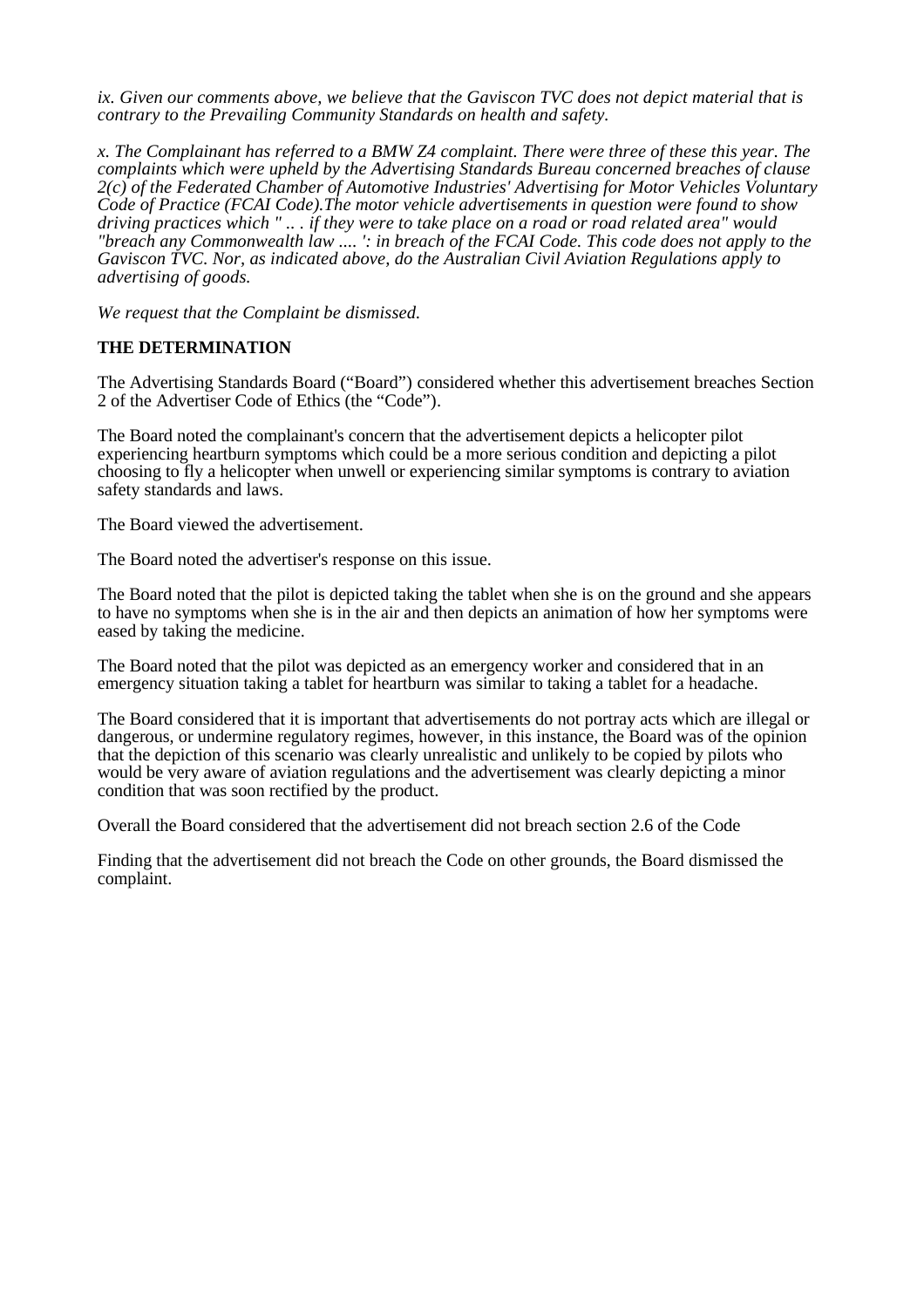*ix. Given our comments above, we believe that the Gaviscon TVC does not depict material that is contrary to the Prevailing Community Standards on health and safety.*

*x. The Complainant has referred to a BMW Z4 complaint. There were three of these this year. The complaints which were upheld by the Advertising Standards Bureau concerned breaches of clause 2(c) of the Federated Chamber of Automotive Industries' Advertising for Motor Vehicles Voluntary Code of Practice (FCAI Code).The motor vehicle advertisements in question were found to show driving practices which " .. . if they were to take place on a road or road related area" would "breach any Commonwealth law .... ': in breach of the FCAI Code. This code does not apply to the Gaviscon TVC. Nor, as indicated above, do the Australian Civil Aviation Regulations apply to advertising of goods.*

*We request that the Complaint be dismissed.*

**THE DETERMINATION**

The Advertising Standards Board ("Board") considered whether this advertisement breaches Section 2 of the Advertiser Code of Ethics (the "Code").

The Board noted the complainant's concern that the advertisement depicts a helicopter pilot experiencing heartburn symptoms which could be a more serious condition and depicting a pilot choosing to fly a helicopter when unwell or experiencing similar symptoms is contrary to aviation safety standards and laws.

The Board viewed the advertisement.

The Board noted the advertiser's response on this issue.

The Board noted that the pilot is depicted taking the tablet when she is on the ground and she appears to have no symptoms when she is in the air and then depicts an animation of how her symptoms were eased by taking the medicine.

The Board noted that the pilot was depicted as an emergency worker and considered that in an emergency situation taking a tablet for heartburn was similar to taking a tablet for a headache.

The Board considered that it is important that advertisements do not portray acts which are illegal or dangerous, or undermine regulatory regimes, however, in this instance, the Board was of the opinion that the depiction of this scenario was clearly unrealistic and unlikely to be copied by pilots who would be very aware of aviation regulations and the advertisement was clearly depicting a minor condition that was soon rectified by the product.

Overall the Board considered that the advertisement did not breach section 2.6 of the Code

Finding that the advertisement did not breach the Code on other grounds, the Board dismissed the complaint.